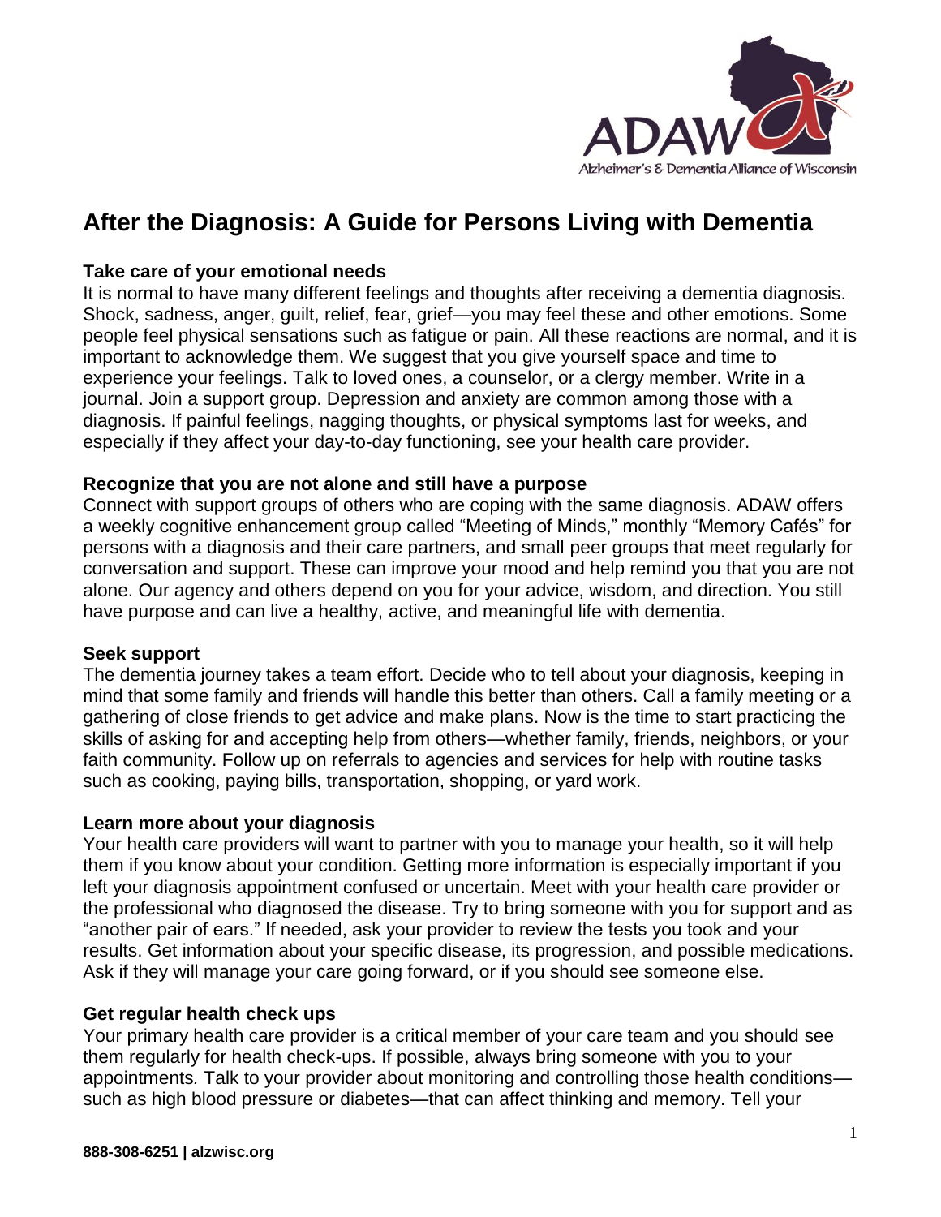# After the Diagnosis: A Guide for Persons Living with Dementia

**Take care of your emotional needs**

It is normal to have many different feelings and thoughts after receiving a dementia diagnosis. Shock, sadness, anger, guilt, relief, fear, grief—you may feel these and other emotions. Some people feel physical sensations such as fatigue or pain. All these reactions are normal, and it is important to acknowledge them. We suggest that you give yourself space and time to experience your feelings. Talk to loved ones, a counselor, or a clergy member. Write in a journal. Join a support group. Depression and anxiety are common among those with a diagnosis. If painful feelings, nagging thoughts, or physical symptoms last for weeks, and especially if they affect your day-to-day functioning, see your health care provider.

**Recognize that you are not alone and still have a purpose**

Connect with support groups of others who are coping with the same diagnosis. ADAW offers a weekly cognitive enhancement group called "Meeting of Minds," monthly "Memory Cafés" for persons with a diagnosis and their care partners, and small peer groups that meet regularly for conversation and support. These can improve your mood and help remind you that you are not alone. Our agency and others depend on you for your advice, wisdom, and direction. You still have purpose and can live a healthy, active, and meaningful life with dementia.

**Seek support**

The dementia journey takes a team effort. Decide who to tell about your diagnosis, keeping in mind that some family and friends will handle this better than others. Call a family meeting or a gathering of close friends to get advice and make plans. Now is the time to start practicing the skills of asking for and accepting help from others—whether family, friends, neighbors, or your faith community. Follow up on referrals to agencies and services for help with routine tasks such as cooking, paying bills, transportation, shopping, or yard work.

**Learn more about your diagnosis**

Your health care providers will want to partner with you to manage your health, so it will help them if you know about your condition. Getting more information is especially important if you left your diagnosis appointment confused or uncertain. Meet with your health care provider or the professional who diagnosed the disease. Try to bring someone with you for support and as "another pair of ears." If needed, ask your provider to review the tests you took and your results. Get information about your specific disease, its progression, and possible medications. Ask if they will manage your care going forward, or if you should see someone else.

**Get regular health check ups**

Your primary health care provider is a critical member of your care team and you should see them regularly for health check-ups. If possible, always bring someone with you to your appointments. Talk to your provider about monitoring and controlling those health conditions—such as high blood pressure or diabetes—that can affect thinking and memory. Tell your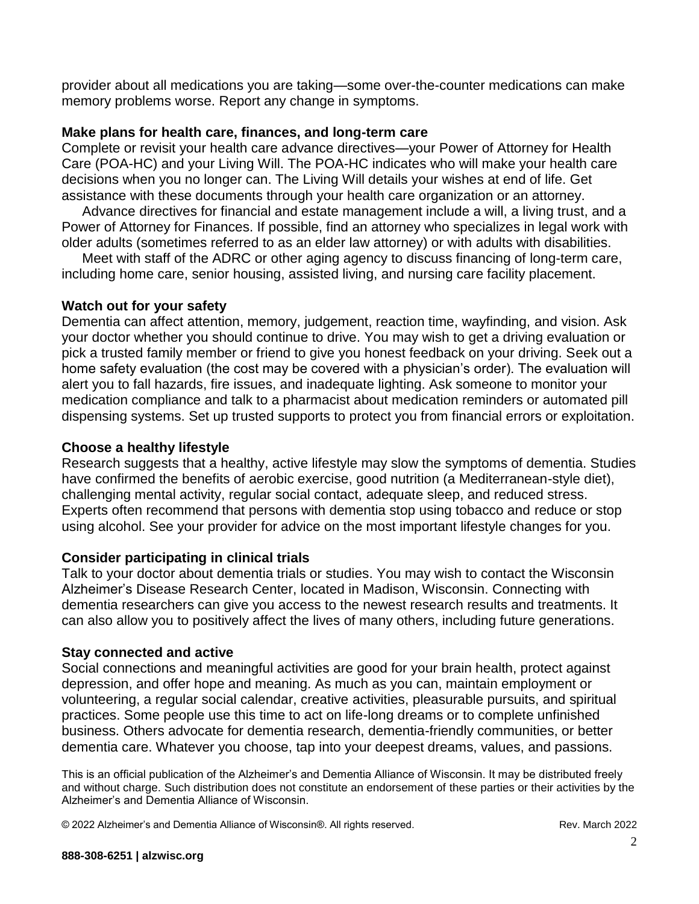provider about all medications you are taking—some over-the-counter medications can make memory problems worse. Report any change in symptoms.

**Make plans for health care, finances, and long-term care**

Complete or revisit your health care advance directives—your Power of Attorney for Health Care (POA-HC) and your Living Will. The POA-HC indicates who will make your health care decisions when you no longer can. The Living Will details your wishes at end of life. Get assistance with these documents through your health care organization or an attorney.

Advance directives for financial and estate management include a will, a living trust, and a Power of Attorney for Finances. If possible, find an attorney who specializes in legal work with older adults (sometimes referred to as an elder law attorney) or with adults with disabilities.

Meet with staff of the ADRC or other aging agency to discuss financing of long-term care, including home care, senior housing, assisted living, and nursing care facility placement.

**Watch out for your safety**

Dementia can affect attention, memory, judgement, reaction time, wayfinding, and vision. Ask your doctor whether you should continue to drive. You may wish to get a driving evaluation or pick a trusted family member or friend to give you honest feedback on your driving. Seek out a home safety evaluation (the cost may be covered with a physician's order). The evaluation will alert you to fall hazards, fire issues, and inadequate lighting. Ask someone to monitor your medication compliance and talk to a pharmacist about medication reminders or automated pill dispensing systems. Set up trusted supports to protect you from financial errors or exploitation.

**Choose a healthy lifestyle**

Research suggests that a healthy, active lifestyle may slow the symptoms of dementia. Studies have confirmed the benefits of aerobic exercise, good nutrition (a Mediterranean-style diet), challenging mental activity, regular social contact, adequate sleep, and reduced stress. Experts often recommend that persons with dementia stop using tobacco and reduce or stop using alcohol. See your provider for advice on the most important lifestyle changes for you.

**Consider participating in clinical trials**

Talk to your doctor about dementia trials or studies. You may wish to contact the Wisconsin Alzheimer's Disease Research Center, located in Madison, Wisconsin. Connecting with dementia researchers can give you access to the newest research results and treatments. It can also allow you to positively affect the lives of many others, including future generations.

**Stay connected and active**

Social connections and meaningful activities are good for your brain health, protect against depression, and offer hope and meaning. As much as you can, maintain employment or volunteering, a regular social calendar, creative activities, pleasurable pursuits, and spiritual practices. Some people use this time to act on life-long dreams or to complete unfinished business. Others advocate for dementia research, dementia-friendly communities, or better dementia care. Whatever you choose, tap into your deepest dreams, values, and passions.

This is an official publication of the Alzheimer's and Dementia Alliance of Wisconsin. It may be distributed freely and without charge. Such distribution does not constitute an endorsement of these parties or their activities by the Alzheimer's and Dementia Alliance of Wisconsin.

© 2022 Alzheimer's and Dementia Alliance of Wisconsin®. All rights reserved. Rev. March 2022

**888-308-6251 | alzwisc.org**